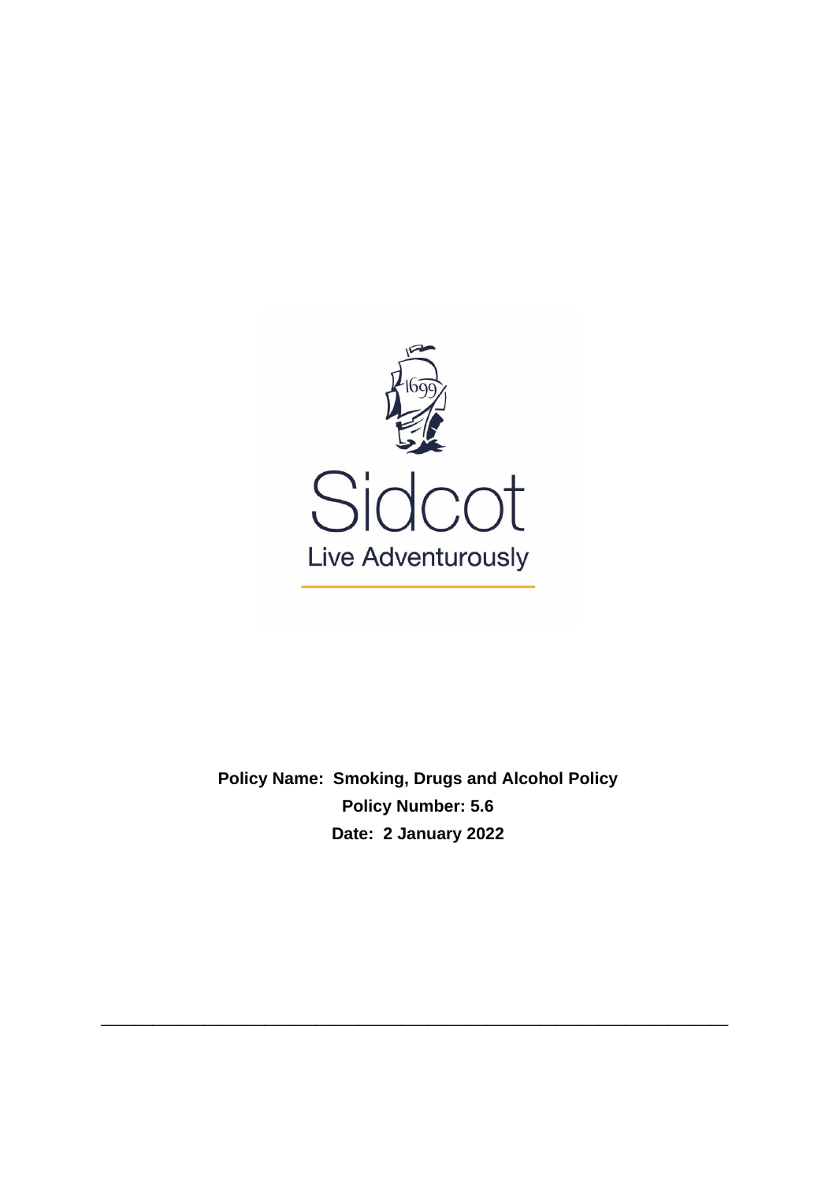Sidcot

Live Adventurously

**Policy Name: Smoking, Drugs and Alcohol Policy**

**Policy Number: 5.6**

**Date: 2 January 2022**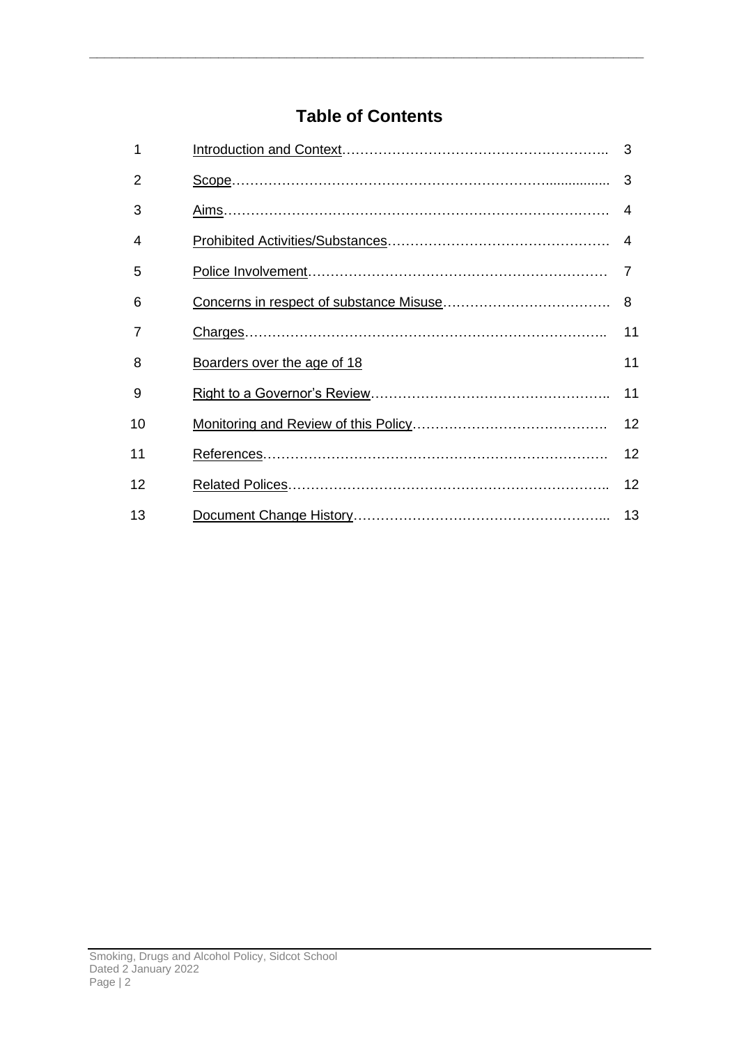## Table of Contents

| | | |
|---|---|---|
| 1 | Introduction and Context | 3 |
| 2 | Scope | 3 |
| 3 | Aims | 4 |
| 4 | Prohibited Activities/Substances | 4 |
| 5 | Police Involvement | 7 |
| 6 | Concerns in respect of substance Misuse | 8 |
| 7 | Charges | 11 |
| 8 | Boarders over the age of 18 | 11 |
| 9 | Right to a Governor's Review | 11 |
| 10 | Monitoring and Review of this Policy | 12 |
| 11 | References | 12 |
| 12 | Related Polices | 12 |
| 13 | Document Change History | 13 |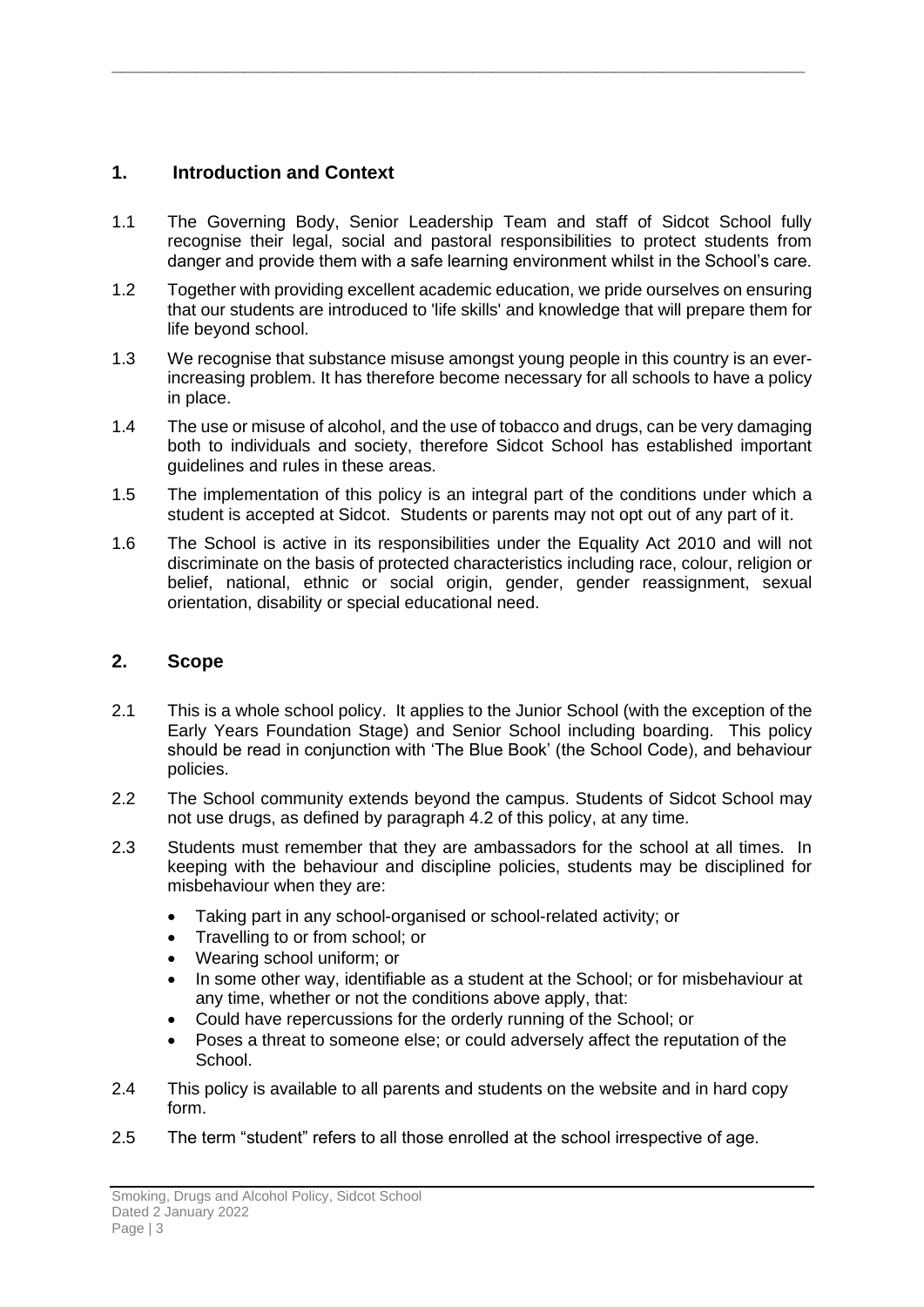## 1. Introduction and Context

1.1 The Governing Body, Senior Leadership Team and staff of Sidcot School fully recognise their legal, social and pastoral responsibilities to protect students from danger and provide them with a safe learning environment whilst in the School's care.

1.2 Together with providing excellent academic education, we pride ourselves on ensuring that our students are introduced to 'life skills' and knowledge that will prepare them for life beyond school.

1.3 We recognise that substance misuse amongst young people in this country is an ever-increasing problem. It has therefore become necessary for all schools to have a policy in place.

1.4 The use or misuse of alcohol, and the use of tobacco and drugs, can be very damaging both to individuals and society, therefore Sidcot School has established important guidelines and rules in these areas.

1.5 The implementation of this policy is an integral part of the conditions under which a student is accepted at Sidcot. Students or parents may not opt out of any part of it.

1.6 The School is active in its responsibilities under the Equality Act 2010 and will not discriminate on the basis of protected characteristics including race, colour, religion or belief, national, ethnic or social origin, gender, gender reassignment, sexual orientation, disability or special educational need.

## 2. Scope

2.1 This is a whole school policy. It applies to the Junior School (with the exception of the Early Years Foundation Stage) and Senior School including boarding. This policy should be read in conjunction with 'The Blue Book' (the School Code), and behaviour policies.

2.2 The School community extends beyond the campus. Students of Sidcot School may not use drugs, as defined by paragraph 4.2 of this policy, at any time.

2.3 Students must remember that they are ambassadors for the school at all times. In keeping with the behaviour and discipline policies, students may be disciplined for misbehaviour when they are:

- Taking part in any school-organised or school-related activity; or
- Travelling to or from school; or
- Wearing school uniform; or
- In some other way, identifiable as a student at the School; or for misbehaviour at any time, whether or not the conditions above apply, that:
- Could have repercussions for the orderly running of the School; or
- Poses a threat to someone else; or could adversely affect the reputation of the School.

2.4 This policy is available to all parents and students on the website and in hard copy form.

2.5 The term "student" refers to all those enrolled at the school irrespective of age.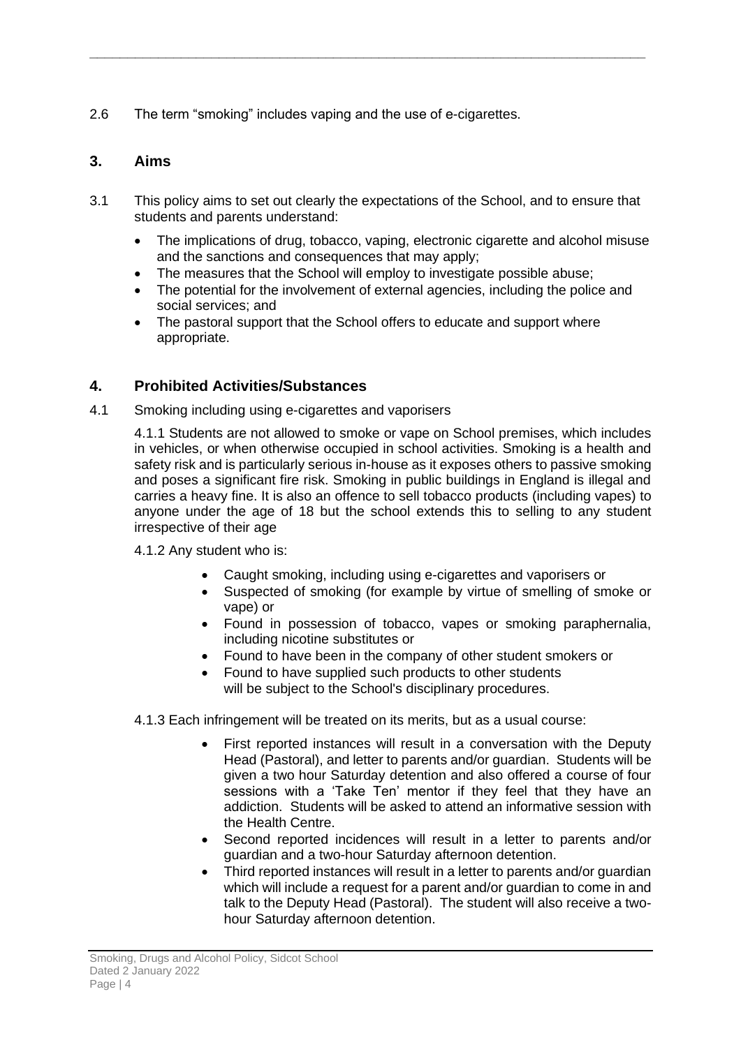2.6 The term “smoking” includes vaping and the use of e-cigarettes.

## 3. Aims

3.1 This policy aims to set out clearly the expectations of the School, and to ensure that students and parents understand:

- The implications of drug, tobacco, vaping, electronic cigarette and alcohol misuse and the sanctions and consequences that may apply;
- The measures that the School will employ to investigate possible abuse;
- The potential for the involvement of external agencies, including the police and social services; and
- The pastoral support that the School offers to educate and support where appropriate.

## 4. Prohibited Activities/Substances

4.1 Smoking including using e-cigarettes and vaporisers

4.1.1 Students are not allowed to smoke or vape on School premises, which includes in vehicles, or when otherwise occupied in school activities. Smoking is a health and safety risk and is particularly serious in-house as it exposes others to passive smoking and poses a significant fire risk. Smoking in public buildings in England is illegal and carries a heavy fine. It is also an offence to sell tobacco products (including vapes) to anyone under the age of 18 but the school extends this to selling to any student irrespective of their age

4.1.2 Any student who is:

- Caught smoking, including using e-cigarettes and vaporisers or
- Suspected of smoking (for example by virtue of smelling of smoke or vape) or
- Found in possession of tobacco, vapes or smoking paraphernalia, including nicotine substitutes or
- Found to have been in the company of other student smokers or
- Found to have supplied such products to other students

will be subject to the School's disciplinary procedures.

4.1.3 Each infringement will be treated on its merits, but as a usual course:

- First reported instances will result in a conversation with the Deputy Head (Pastoral), and letter to parents and/or guardian. Students will be given a two hour Saturday detention and also offered a course of four sessions with a ‘Take Ten’ mentor if they feel that they have an addiction. Students will be asked to attend an informative session with the Health Centre.
- Second reported incidences will result in a letter to parents and/or guardian and a two-hour Saturday afternoon detention.
- Third reported instances will result in a letter to parents and/or guardian which will include a request for a parent and/or guardian to come in and talk to the Deputy Head (Pastoral). The student will also receive a two-hour Saturday afternoon detention.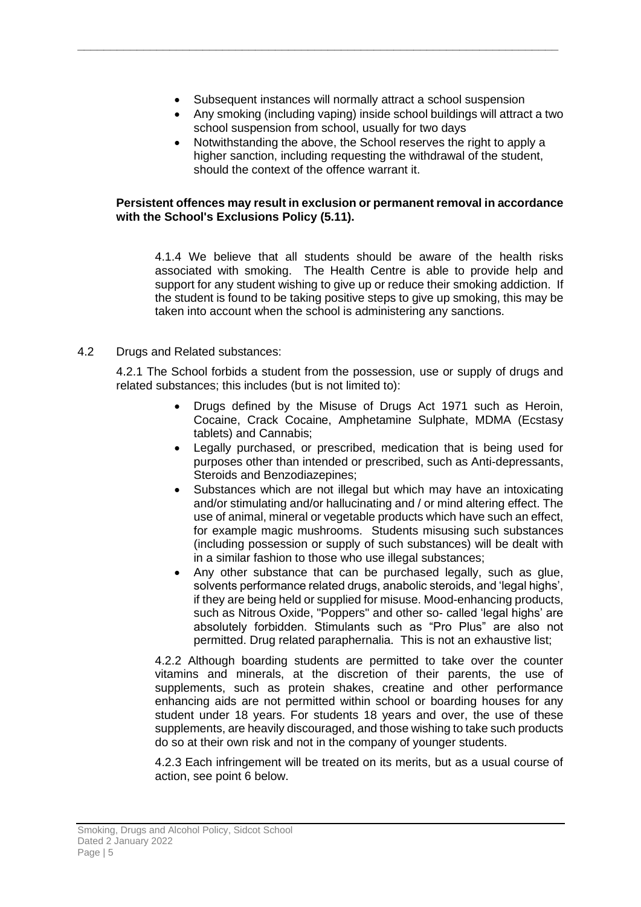- Subsequent instances will normally attract a school suspension
- Any smoking (including vaping) inside school buildings will attract a two school suspension from school, usually for two days
- Notwithstanding the above, the School reserves the right to apply a higher sanction, including requesting the withdrawal of the student, should the context of the offence warrant it.

**Persistent offences may result in exclusion or permanent removal in accordance with the School's Exclusions Policy (5.11).**

4.1.4 We believe that all students should be aware of the health risks associated with smoking. The Health Centre is able to provide help and support for any student wishing to give up or reduce their smoking addiction. If the student is found to be taking positive steps to give up smoking, this may be taken into account when the school is administering any sanctions.

4.2 Drugs and Related substances:

4.2.1 The School forbids a student from the possession, use or supply of drugs and related substances; this includes (but is not limited to):

- Drugs defined by the Misuse of Drugs Act 1971 such as Heroin, Cocaine, Crack Cocaine, Amphetamine Sulphate, MDMA (Ecstasy tablets) and Cannabis;
- Legally purchased, or prescribed, medication that is being used for purposes other than intended or prescribed, such as Anti-depressants, Steroids and Benzodiazepines;
- Substances which are not illegal but which may have an intoxicating and/or stimulating and/or hallucinating and / or mind altering effect. The use of animal, mineral or vegetable products which have such an effect, for example magic mushrooms. Students misusing such substances (including possession or supply of such substances) will be dealt with in a similar fashion to those who use illegal substances;
- Any other substance that can be purchased legally, such as glue, solvents performance related drugs, anabolic steroids, and 'legal highs', if they are being held or supplied for misuse. Mood-enhancing products, such as Nitrous Oxide, "Poppers" and other so- called 'legal highs' are absolutely forbidden. Stimulants such as "Pro Plus" are also not permitted. Drug related paraphernalia. This is not an exhaustive list;

4.2.2 Although boarding students are permitted to take over the counter vitamins and minerals, at the discretion of their parents, the use of supplements, such as protein shakes, creatine and other performance enhancing aids are not permitted within school or boarding houses for any student under 18 years. For students 18 years and over, the use of these supplements, are heavily discouraged, and those wishing to take such products do so at their own risk and not in the company of younger students.

4.2.3 Each infringement will be treated on its merits, but as a usual course of action, see point 6 below.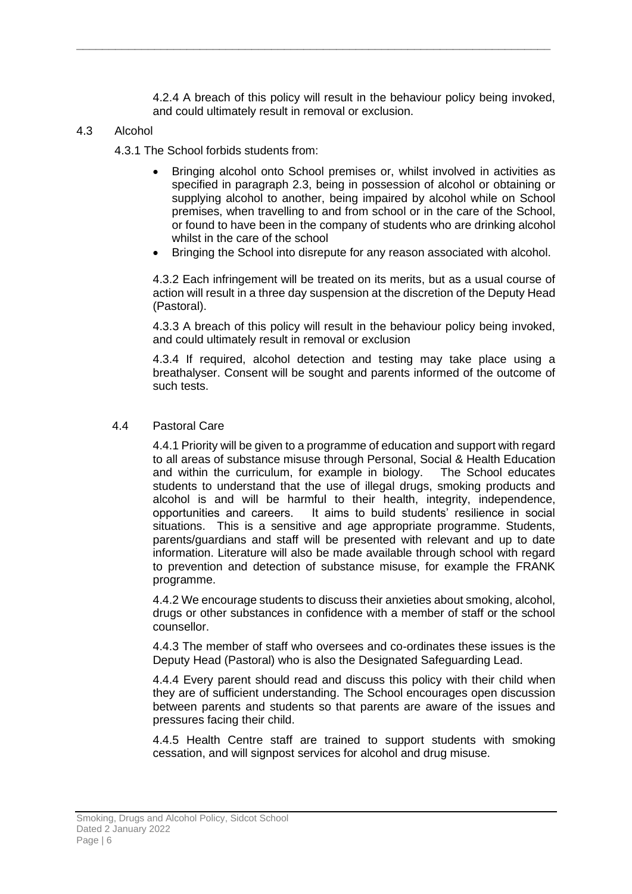4.2.4 A breach of this policy will result in the behaviour policy being invoked, and could ultimately result in removal or exclusion.

## 4.3 Alcohol

4.3.1 The School forbids students from:

- Bringing alcohol onto School premises or, whilst involved in activities as specified in paragraph 2.3, being in possession of alcohol or obtaining or supplying alcohol to another, being impaired by alcohol while on School premises, when travelling to and from school or in the care of the School, or found to have been in the company of students who are drinking alcohol whilst in the care of the school
- Bringing the School into disrepute for any reason associated with alcohol.

4.3.2 Each infringement will be treated on its merits, but as a usual course of action will result in a three day suspension at the discretion of the Deputy Head (Pastoral).

4.3.3 A breach of this policy will result in the behaviour policy being invoked, and could ultimately result in removal or exclusion

4.3.4 If required, alcohol detection and testing may take place using a breathalyser. Consent will be sought and parents informed of the outcome of such tests.

## 4.4 Pastoral Care

4.4.1 Priority will be given to a programme of education and support with regard to all areas of substance misuse through Personal, Social & Health Education and within the curriculum, for example in biology. The School educates students to understand that the use of illegal drugs, smoking products and alcohol is and will be harmful to their health, integrity, independence, opportunities and careers. It aims to build students' resilience in social situations. This is a sensitive and age appropriate programme. Students, parents/guardians and staff will be presented with relevant and up to date information. Literature will also be made available through school with regard to prevention and detection of substance misuse, for example the FRANK programme.

4.4.2 We encourage students to discuss their anxieties about smoking, alcohol, drugs or other substances in confidence with a member of staff or the school counsellor.

4.4.3 The member of staff who oversees and co-ordinates these issues is the Deputy Head (Pastoral) who is also the Designated Safeguarding Lead.

4.4.4 Every parent should read and discuss this policy with their child when they are of sufficient understanding. The School encourages open discussion between parents and students so that parents are aware of the issues and pressures facing their child.

4.4.5 Health Centre staff are trained to support students with smoking cessation, and will signpost services for alcohol and drug misuse.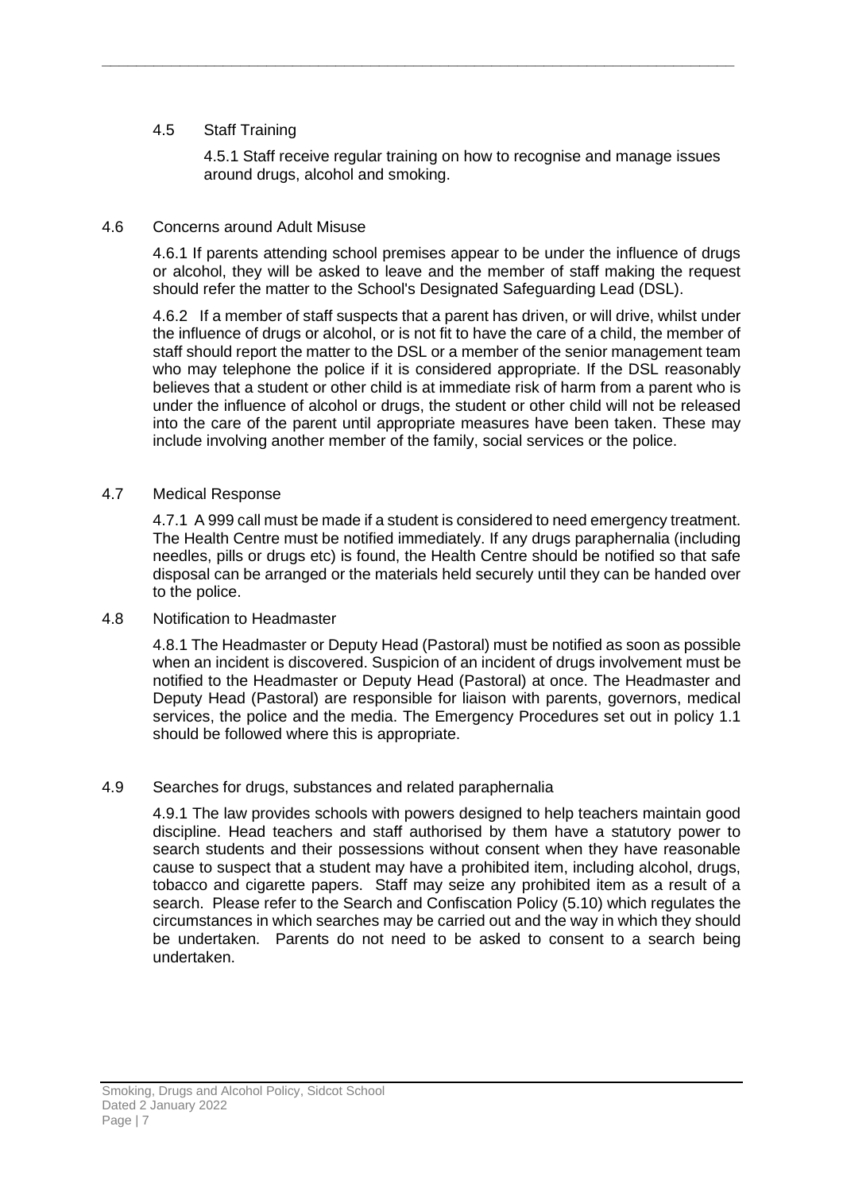## 4.5 Staff Training

4.5.1 Staff receive regular training on how to recognise and manage issues around drugs, alcohol and smoking.

## 4.6 Concerns around Adult Misuse

4.6.1 If parents attending school premises appear to be under the influence of drugs or alcohol, they will be asked to leave and the member of staff making the request should refer the matter to the School's Designated Safeguarding Lead (DSL).

4.6.2 If a member of staff suspects that a parent has driven, or will drive, whilst under the influence of drugs or alcohol, or is not fit to have the care of a child, the member of staff should report the matter to the DSL or a member of the senior management team who may telephone the police if it is considered appropriate. If the DSL reasonably believes that a student or other child is at immediate risk of harm from a parent who is under the influence of alcohol or drugs, the student or other child will not be released into the care of the parent until appropriate measures have been taken. These may include involving another member of the family, social services or the police.

## 4.7 Medical Response

4.7.1 A 999 call must be made if a student is considered to need emergency treatment. The Health Centre must be notified immediately. If any drugs paraphernalia (including needles, pills or drugs etc) is found, the Health Centre should be notified so that safe disposal can be arranged or the materials held securely until they can be handed over to the police.

## 4.8 Notification to Headmaster

4.8.1 The Headmaster or Deputy Head (Pastoral) must be notified as soon as possible when an incident is discovered. Suspicion of an incident of drugs involvement must be notified to the Headmaster or Deputy Head (Pastoral) at once. The Headmaster and Deputy Head (Pastoral) are responsible for liaison with parents, governors, medical services, the police and the media. The Emergency Procedures set out in policy 1.1 should be followed where this is appropriate.

## 4.9 Searches for drugs, substances and related paraphernalia

4.9.1 The law provides schools with powers designed to help teachers maintain good discipline. Head teachers and staff authorised by them have a statutory power to search students and their possessions without consent when they have reasonable cause to suspect that a student may have a prohibited item, including alcohol, drugs, tobacco and cigarette papers. Staff may seize any prohibited item as a result of a search. Please refer to the Search and Confiscation Policy (5.10) which regulates the circumstances in which searches may be carried out and the way in which they should be undertaken. Parents do not need to be asked to consent to a search being undertaken.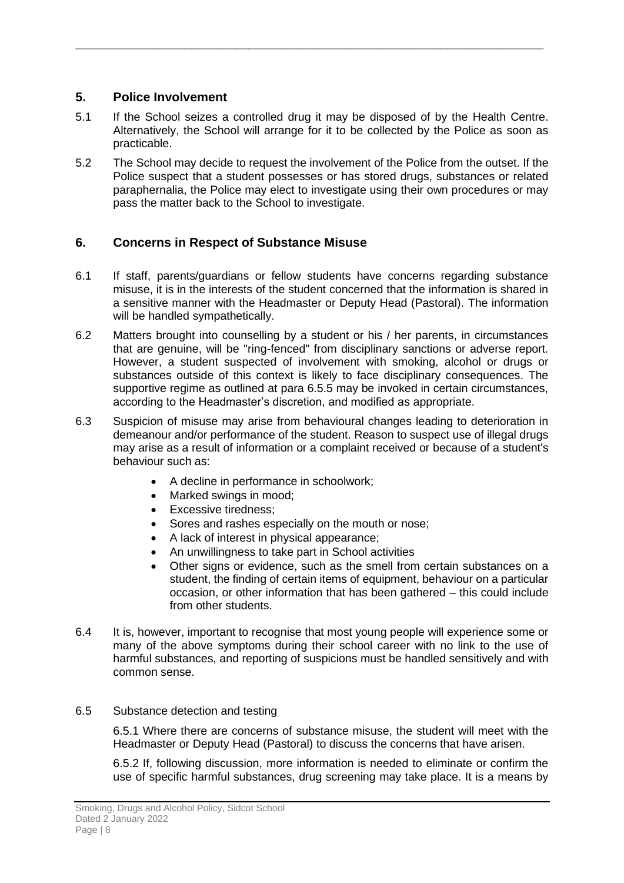## 5. Police Involvement

5.1 If the School seizes a controlled drug it may be disposed of by the Health Centre. Alternatively, the School will arrange for it to be collected by the Police as soon as practicable.

5.2 The School may decide to request the involvement of the Police from the outset. If the Police suspect that a student possesses or has stored drugs, substances or related paraphernalia, the Police may elect to investigate using their own procedures or may pass the matter back to the School to investigate.

## 6. Concerns in Respect of Substance Misuse

6.1 If staff, parents/guardians or fellow students have concerns regarding substance misuse, it is in the interests of the student concerned that the information is shared in a sensitive manner with the Headmaster or Deputy Head (Pastoral). The information will be handled sympathetically.

6.2 Matters brought into counselling by a student or his / her parents, in circumstances that are genuine, will be "ring-fenced" from disciplinary sanctions or adverse report. However, a student suspected of involvement with smoking, alcohol or drugs or substances outside of this context is likely to face disciplinary consequences. The supportive regime as outlined at para 6.5.5 may be invoked in certain circumstances, according to the Headmaster's discretion, and modified as appropriate.

6.3 Suspicion of misuse may arise from behavioural changes leading to deterioration in demeanour and/or performance of the student. Reason to suspect use of illegal drugs may arise as a result of information or a complaint received or because of a student's behaviour such as:

- A decline in performance in schoolwork;
- Marked swings in mood;
- Excessive tiredness;
- Sores and rashes especially on the mouth or nose;
- A lack of interest in physical appearance;
- An unwillingness to take part in School activities
- Other signs or evidence, such as the smell from certain substances on a student, the finding of certain items of equipment, behaviour on a particular occasion, or other information that has been gathered – this could include from other students.

6.4 It is, however, important to recognise that most young people will experience some or many of the above symptoms during their school career with no link to the use of harmful substances, and reporting of suspicions must be handled sensitively and with common sense.

6.5 Substance detection and testing

6.5.1 Where there are concerns of substance misuse, the student will meet with the Headmaster or Deputy Head (Pastoral) to discuss the concerns that have arisen.

6.5.2 If, following discussion, more information is needed to eliminate or confirm the use of specific harmful substances, drug screening may take place. It is a means by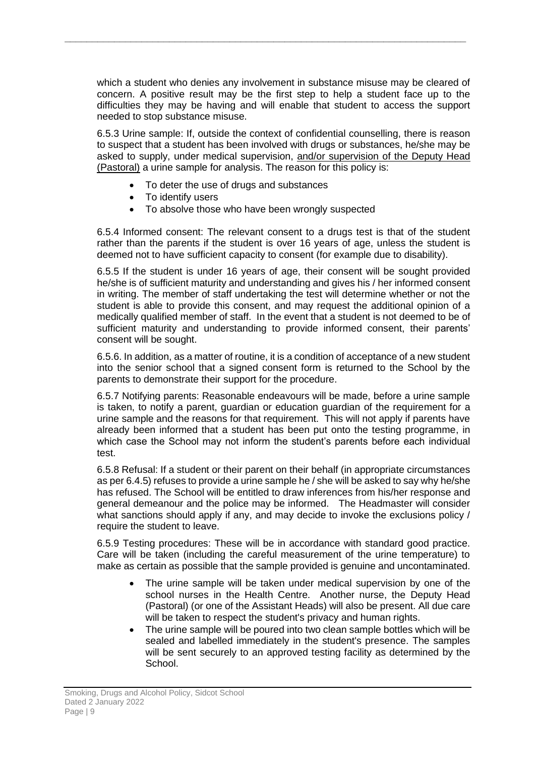which a student who denies any involvement in substance misuse may be cleared of concern. A positive result may be the first step to help a student face up to the difficulties they may be having and will enable that student to access the support needed to stop substance misuse.

6.5.3 Urine sample: If, outside the context of confidential counselling, there is reason to suspect that a student has been involved with drugs or substances, he/she may be asked to supply, under medical supervision, <u>and/or supervision of the Deputy Head (Pastoral)</u> a urine sample for analysis. The reason for this policy is:

- To deter the use of drugs and substances
- To identify users
- To absolve those who have been wrongly suspected

6.5.4 Informed consent: The relevant consent to a drugs test is that of the student rather than the parents if the student is over 16 years of age, unless the student is deemed not to have sufficient capacity to consent (for example due to disability).

6.5.5 If the student is under 16 years of age, their consent will be sought provided he/she is of sufficient maturity and understanding and gives his / her informed consent in writing. The member of staff undertaking the test will determine whether or not the student is able to provide this consent, and may request the additional opinion of a medically qualified member of staff. In the event that a student is not deemed to be of sufficient maturity and understanding to provide informed consent, their parents' consent will be sought.

6.5.6. In addition, as a matter of routine, it is a condition of acceptance of a new student into the senior school that a signed consent form is returned to the School by the parents to demonstrate their support for the procedure.

6.5.7 Notifying parents: Reasonable endeavours will be made, before a urine sample is taken, to notify a parent, guardian or education guardian of the requirement for a urine sample and the reasons for that requirement. This will not apply if parents have already been informed that a student has been put onto the testing programme, in which case the School may not inform the student's parents before each individual test.

6.5.8 Refusal: If a student or their parent on their behalf (in appropriate circumstances as per 6.4.5) refuses to provide a urine sample he / she will be asked to say why he/she has refused. The School will be entitled to draw inferences from his/her response and general demeanour and the police may be informed. The Headmaster will consider what sanctions should apply if any, and may decide to invoke the exclusions policy / require the student to leave.

6.5.9 Testing procedures: These will be in accordance with standard good practice. Care will be taken (including the careful measurement of the urine temperature) to make as certain as possible that the sample provided is genuine and uncontaminated.

- The urine sample will be taken under medical supervision by one of the school nurses in the Health Centre. Another nurse, the Deputy Head (Pastoral) (or one of the Assistant Heads) will also be present. All due care will be taken to respect the student's privacy and human rights.
- The urine sample will be poured into two clean sample bottles which will be sealed and labelled immediately in the student's presence. The samples will be sent securely to an approved testing facility as determined by the School.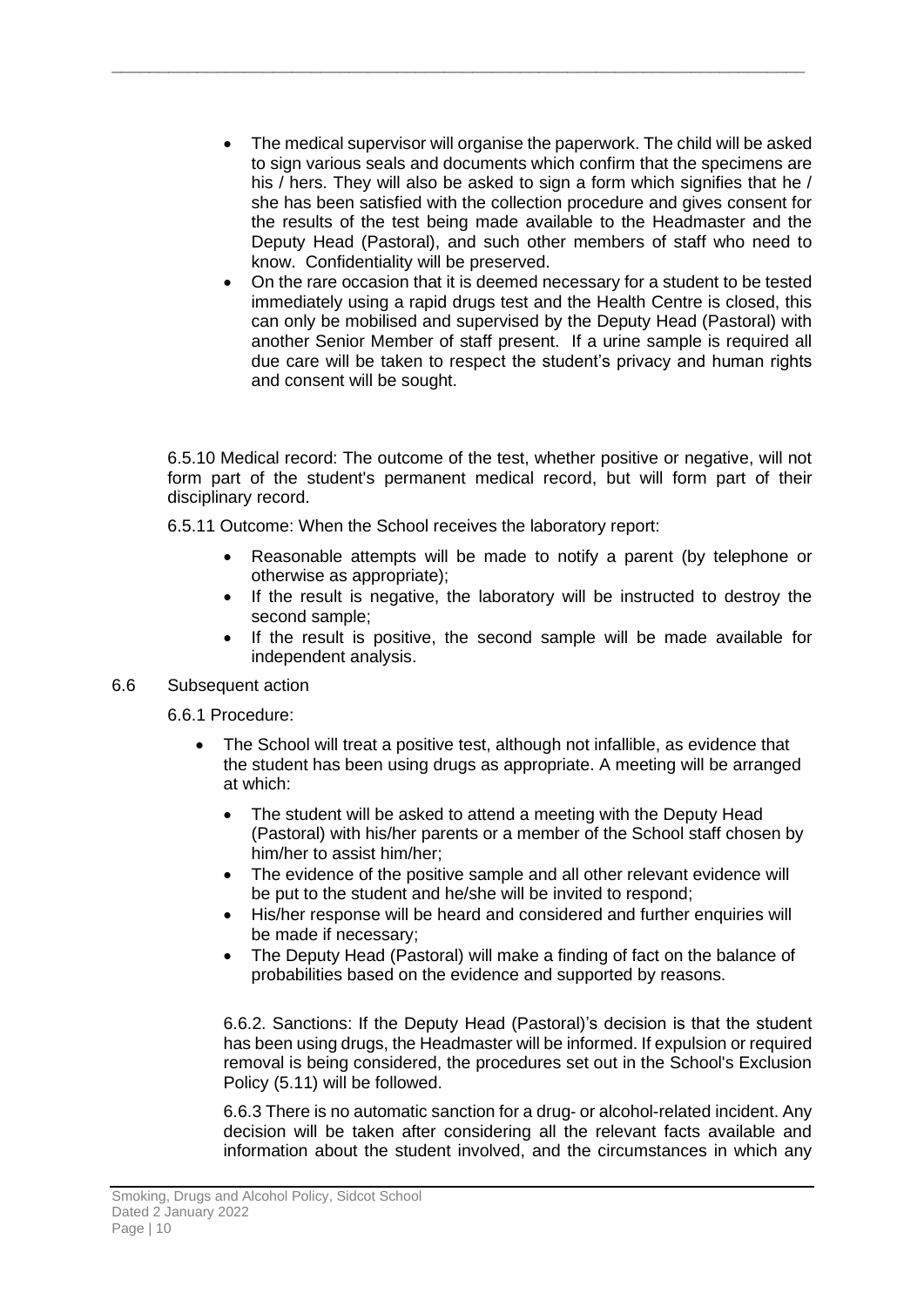- The medical supervisor will organise the paperwork. The child will be asked to sign various seals and documents which confirm that the specimens are his / hers. They will also be asked to sign a form which signifies that he / she has been satisfied with the collection procedure and gives consent for the results of the test being made available to the Headmaster and the Deputy Head (Pastoral), and such other members of staff who need to know. Confidentiality will be preserved.
- On the rare occasion that it is deemed necessary for a student to be tested immediately using a rapid drugs test and the Health Centre is closed, this can only be mobilised and supervised by the Deputy Head (Pastoral) with another Senior Member of staff present. If a urine sample is required all due care will be taken to respect the student's privacy and human rights and consent will be sought.

6.5.10 Medical record: The outcome of the test, whether positive or negative, will not form part of the student's permanent medical record, but will form part of their disciplinary record.

6.5.11 Outcome: When the School receives the laboratory report:

- Reasonable attempts will be made to notify a parent (by telephone or otherwise as appropriate);
- If the result is negative, the laboratory will be instructed to destroy the second sample;
- If the result is positive, the second sample will be made available for independent analysis.

6.6 Subsequent action

6.6.1 Procedure:

- The School will treat a positive test, although not infallible, as evidence that the student has been using drugs as appropriate. A meeting will be arranged at which:
  - The student will be asked to attend a meeting with the Deputy Head (Pastoral) with his/her parents or a member of the School staff chosen by him/her to assist him/her;
  - The evidence of the positive sample and all other relevant evidence will be put to the student and he/she will be invited to respond;
  - His/her response will be heard and considered and further enquiries will be made if necessary;
  - The Deputy Head (Pastoral) will make a finding of fact on the balance of probabilities based on the evidence and supported by reasons.

6.6.2. Sanctions: If the Deputy Head (Pastoral)'s decision is that the student has been using drugs, the Headmaster will be informed. If expulsion or required removal is being considered, the procedures set out in the School's Exclusion Policy (5.11) will be followed.

6.6.3 There is no automatic sanction for a drug- or alcohol-related incident. Any decision will be taken after considering all the relevant facts available and information about the student involved, and the circumstances in which any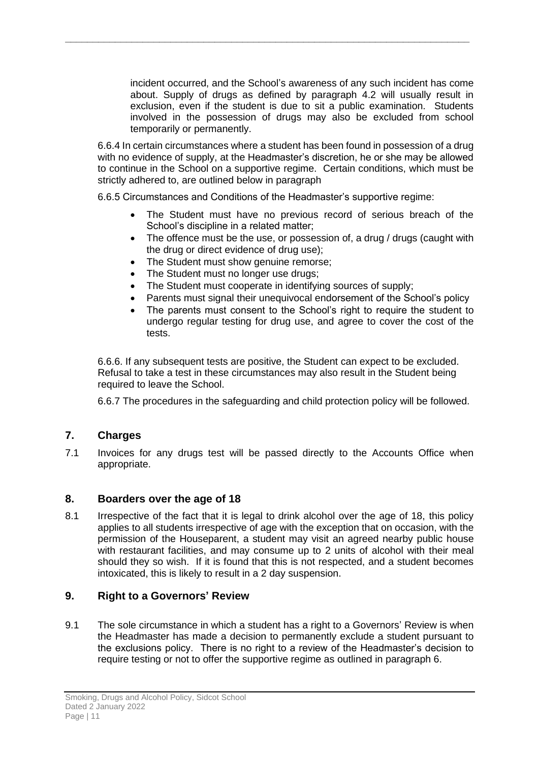incident occurred, and the School's awareness of any such incident has come about. Supply of drugs as defined by paragraph 4.2 will usually result in exclusion, even if the student is due to sit a public examination. Students involved in the possession of drugs may also be excluded from school temporarily or permanently.

6.6.4 In certain circumstances where a student has been found in possession of a drug with no evidence of supply, at the Headmaster's discretion, he or she may be allowed to continue in the School on a supportive regime. Certain conditions, which must be strictly adhered to, are outlined below in paragraph

6.6.5 Circumstances and Conditions of the Headmaster's supportive regime:

- The Student must have no previous record of serious breach of the School's discipline in a related matter;
- The offence must be the use, or possession of, a drug / drugs (caught with the drug or direct evidence of drug use);
- The Student must show genuine remorse;
- The Student must no longer use drugs;
- The Student must cooperate in identifying sources of supply;
- Parents must signal their unequivocal endorsement of the School's policy
- The parents must consent to the School's right to require the student to undergo regular testing for drug use, and agree to cover the cost of the tests.

6.6.6. If any subsequent tests are positive, the Student can expect to be excluded. Refusal to take a test in these circumstances may also result in the Student being required to leave the School.

6.6.7 The procedures in the safeguarding and child protection policy will be followed.

## 7. Charges

7.1 Invoices for any drugs test will be passed directly to the Accounts Office when appropriate.

## 8. Boarders over the age of 18

8.1 Irrespective of the fact that it is legal to drink alcohol over the age of 18, this policy applies to all students irrespective of age with the exception that on occasion, with the permission of the Houseparent, a student may visit an agreed nearby public house with restaurant facilities, and may consume up to 2 units of alcohol with their meal should they so wish. If it is found that this is not respected, and a student becomes intoxicated, this is likely to result in a 2 day suspension.

## 9. Right to a Governors' Review

9.1 The sole circumstance in which a student has a right to a Governors' Review is when the Headmaster has made a decision to permanently exclude a student pursuant to the exclusions policy. There is no right to a review of the Headmaster's decision to require testing or not to offer the supportive regime as outlined in paragraph 6.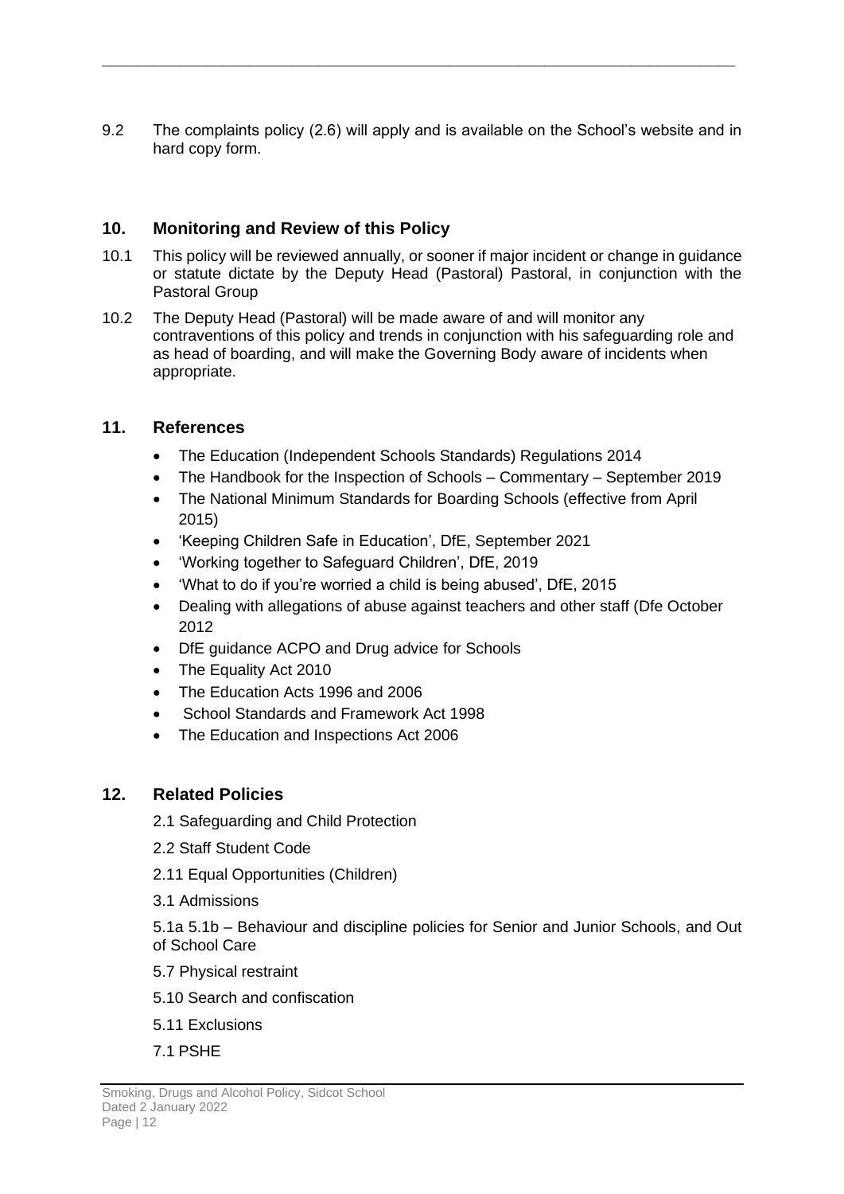9.2 The complaints policy (2.6) will apply and is available on the School's website and in hard copy form.

## 10. Monitoring and Review of this Policy

10.1 This policy will be reviewed annually, or sooner if major incident or change in guidance or statute dictate by the Deputy Head (Pastoral) Pastoral, in conjunction with the Pastoral Group

10.2 The Deputy Head (Pastoral) will be made aware of and will monitor any contraventions of this policy and trends in conjunction with his safeguarding role and as head of boarding, and will make the Governing Body aware of incidents when appropriate.

## 11. References

- The Education (Independent Schools Standards) Regulations 2014
- The Handbook for the Inspection of Schools – Commentary – September 2019
- The National Minimum Standards for Boarding Schools (effective from April 2015)
- 'Keeping Children Safe in Education', DfE, September 2021
- 'Working together to Safeguard Children', DfE, 2019
- 'What to do if you're worried a child is being abused', DfE, 2015
- Dealing with allegations of abuse against teachers and other staff (Dfe October 2012
- DfE guidance ACPO and Drug advice for Schools
- The Equality Act 2010
- The Education Acts 1996 and 2006
- School Standards and Framework Act 1998
- The Education and Inspections Act 2006

## 12. Related Policies

2.1 Safeguarding and Child Protection

2.2 Staff Student Code

2.11 Equal Opportunities (Children)

3.1 Admissions

5.1a 5.1b – Behaviour and discipline policies for Senior and Junior Schools, and Out of School Care

5.7 Physical restraint

5.10 Search and confiscation

5.11 Exclusions

7.1 PSHE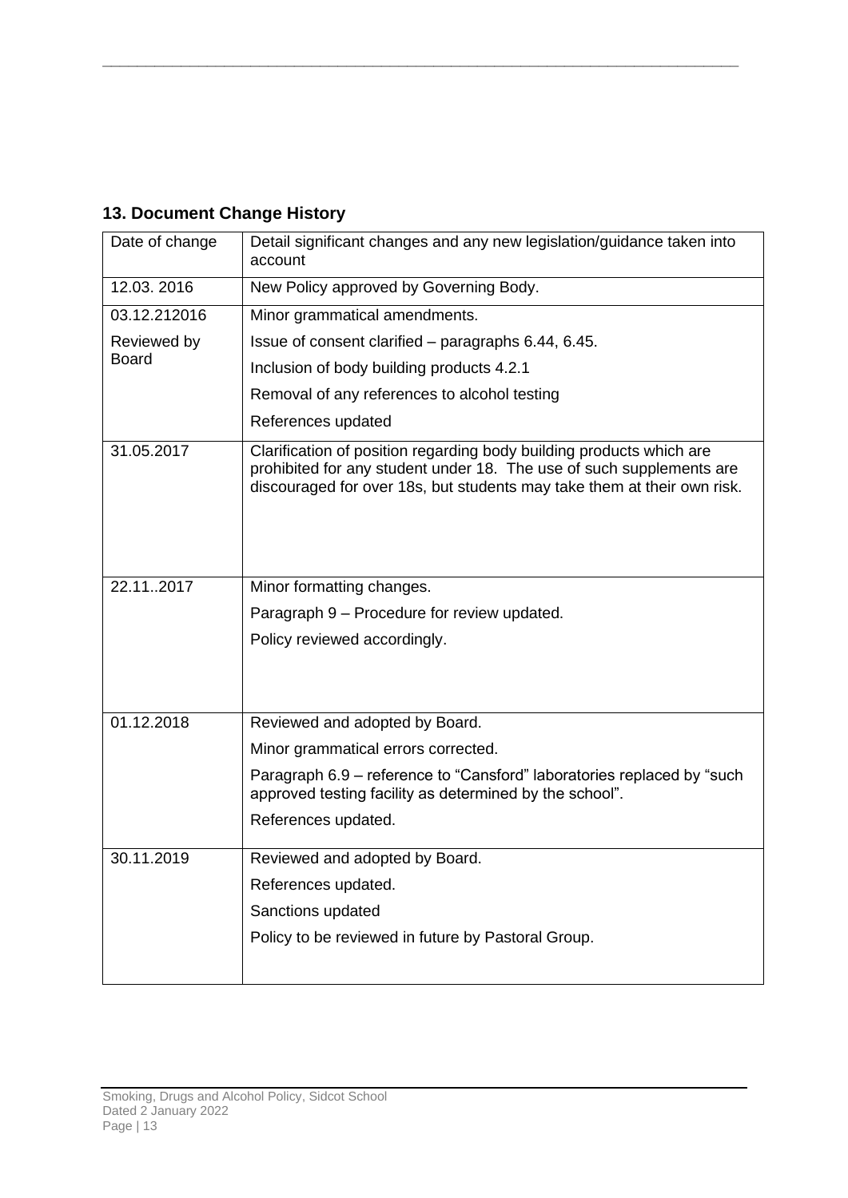## 13. Document Change History

| Date of change | Detail significant changes and any new legislation/guidance taken into account |
|---|---|
| 12.03. 2016 | New Policy approved by Governing Body. |
| 03.12.212016<br>Reviewed by Board | Minor grammatical amendments.<br>Issue of consent clarified – paragraphs 6.44, 6.45.<br>Inclusion of body building products 4.2.1<br>Removal of any references to alcohol testing<br>References updated |
| 31.05.2017 | Clarification of position regarding body building products which are prohibited for any student under 18. The use of such supplements are discouraged for over 18s, but students may take them at their own risk. |
| 22.11..2017 | Minor formatting changes.<br>Paragraph 9 – Procedure for review updated.<br>Policy reviewed accordingly. |
| 01.12.2018 | Reviewed and adopted by Board.<br>Minor grammatical errors corrected.<br>Paragraph 6.9 – reference to "Cansford" laboratories replaced by "such approved testing facility as determined by the school".<br>References updated. |
| 30.11.2019 | Reviewed and adopted by Board.<br>References updated.<br>Sanctions updated<br>Policy to be reviewed in future by Pastoral Group. |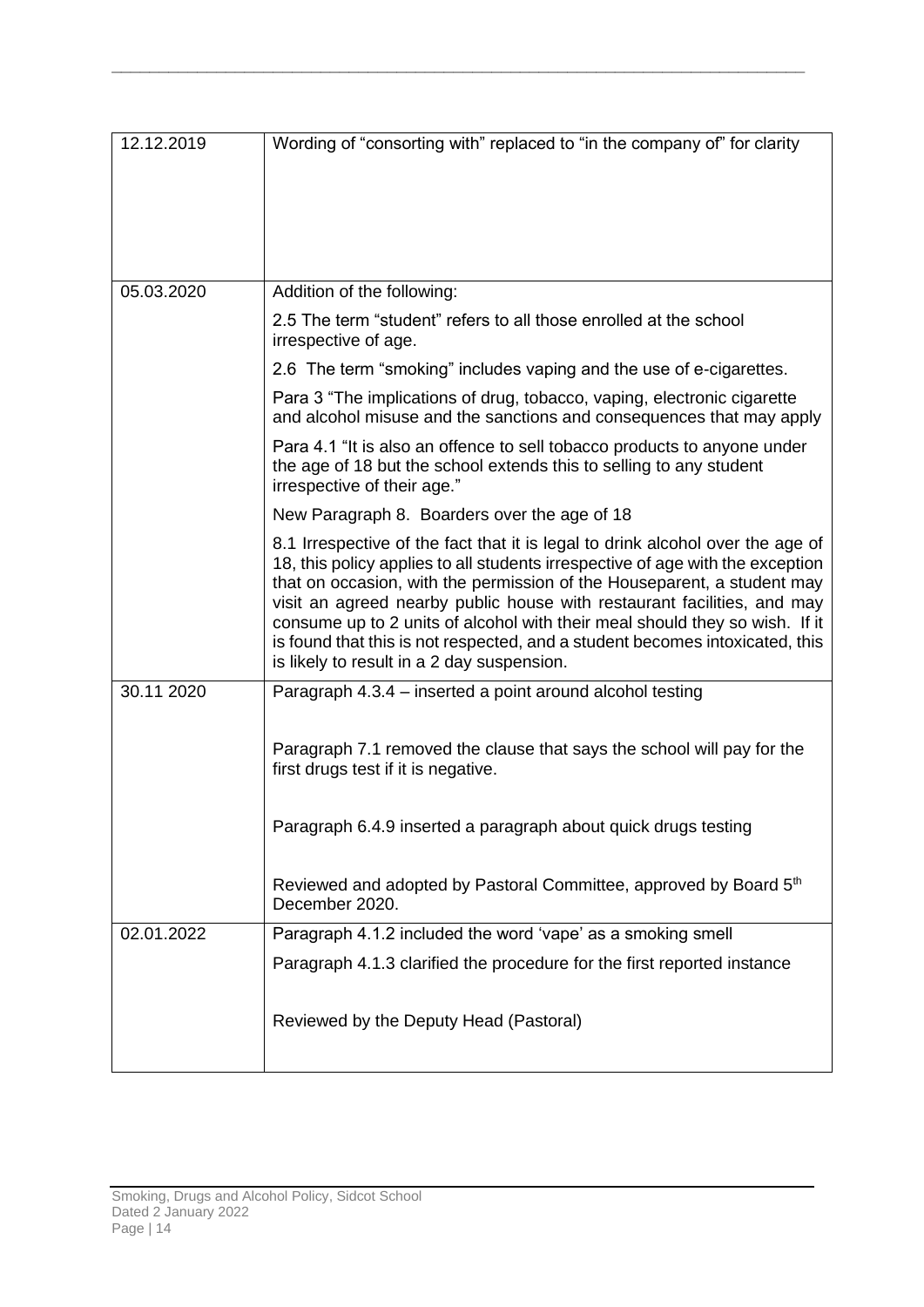| | |
|---|---|
| 12.12.2019 | Wording of "consorting with" replaced to "in the company of" for clarity |
| 05.03.2020 | Addition of the following:<br><br>2.5 The term "student" refers to all those enrolled at the school irrespective of age.<br><br>2.6 The term "smoking" includes vaping and the use of e-cigarettes.<br><br>Para 3 "The implications of drug, tobacco, vaping, electronic cigarette and alcohol misuse and the sanctions and consequences that may apply<br><br>Para 4.1 "It is also an offence to sell tobacco products to anyone under the age of 18 but the school extends this to selling to any student irrespective of their age."<br><br>New Paragraph 8. Boarders over the age of 18<br><br>8.1 Irrespective of the fact that it is legal to drink alcohol over the age of 18, this policy applies to all students irrespective of age with the exception that on occasion, with the permission of the Houseparent, a student may visit an agreed nearby public house with restaurant facilities, and may consume up to 2 units of alcohol with their meal should they so wish. If it is found that this is not respected, and a student becomes intoxicated, this is likely to result in a 2 day suspension. |
| 30.11 2020 | Paragraph 4.3.4 – inserted a point around alcohol testing<br><br>Paragraph 7.1 removed the clause that says the school will pay for the first drugs test if it is negative.<br><br>Paragraph 6.4.9 inserted a paragraph about quick drugs testing<br><br>Reviewed and adopted by Pastoral Committee, approved by Board 5th December 2020. |
| 02.01.2022 | Paragraph 4.1.2 included the word 'vape' as a smoking smell<br><br>Paragraph 4.1.3 clarified the procedure for the first reported instance<br><br>Reviewed by the Deputy Head (Pastoral) |